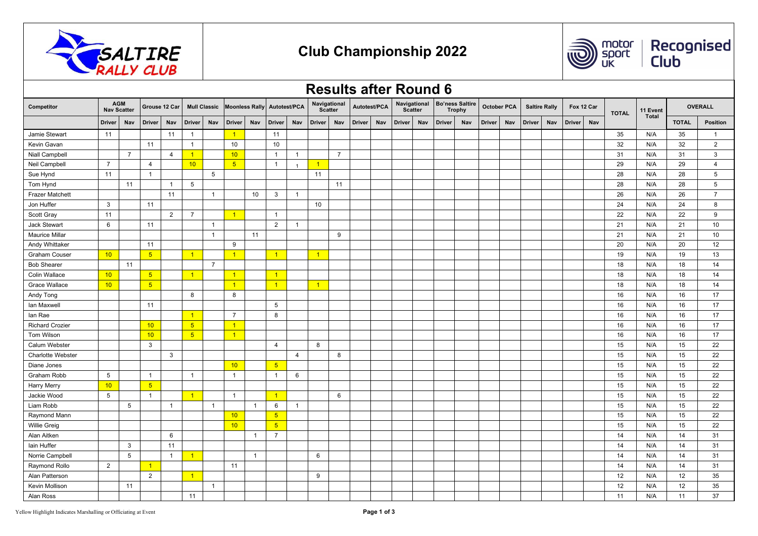# SALTIRE RALLY CLUB

## Club Championship 2022

motor sport UK | Recognised Club

## Results after Round 6

| Competitor | AGM Nav Scatter | | Grouse 12 Car | | Mull Classic | | Moonless Rally | | Autotest/PCA | | Navigational Scatter | | Autotest/PCA | | Navigational Scatter | | Bo'ness Saltire Trophy | | October PCA | | Saltire Rally | | Fox 12 Car | | TOTAL | 11 Event Total | OVERALL | |
|---|---|---|---|---|---|---|---|---|---|---|---|---|---|---|---|---|---|---|---|---|---|---|---|---|---|---|---|---|
| | Driver | Nav | Driver | Nav | Driver | Nav | Driver | Nav | Driver | Nav | Driver | Nav | Driver | Nav | Driver | Nav | Driver | Nav | Driver | Nav | Driver | Nav | Driver | Nav | | | TOTAL | Position |
| Jamie Stewart | 11 | | | 11 | 1 | | 1 | | 11 | | | | | | | | | | | | | | | | 35 | N/A | 35 | 1 |
| Kevin Gavan | | | 11 | | 1 | | 10 | | 10 | | | | | | | | | | | | | | | | 32 | N/A | 32 | 2 |
| Niall Campbell | | 7 | | 4 | 1 | | 10 | | 1 | 1 | | 7 | | | | | | | | | | | | | 31 | N/A | 31 | 3 |
| Neil Campbell | 7 | | 4 | | 10 | | 5 | | 1 | 1 | 1 | | | | | | | | | | | | | | 29 | N/A | 29 | 4 |
| Sue Hynd | 11 | | 1 | | | 5 | | | | | 11 | | | | | | | | | | | | | | 28 | N/A | 28 | 5 |
| Tom Hynd | | 11 | | 1 | 5 | | | | | | | 11 | | | | | | | | | | | | | 28 | N/A | 28 | 5 |
| Frazer Matchett | | | | 11 | | 1 | | 10 | 3 | 1 | | | | | | | | | | | | | | | 26 | N/A | 26 | 7 |
| Jon Huffer | 3 | | 11 | | | | | | | | 10 | | | | | | | | | | | | | | 24 | N/A | 24 | 8 |
| Scott Gray | 11 | | | 2 | 7 | | 1 | | 1 | | | | | | | | | | | | | | | | 22 | N/A | 22 | 9 |
| Jack Stewart | 6 | | 11 | | | 1 | | | 2 | 1 | | | | | | | | | | | | | | | 21 | N/A | 21 | 10 |
| Maurice Millar | | | | | | 1 | | 11 | | | | 9 | | | | | | | | | | | | | 21 | N/A | 21 | 10 |
| Andy Whittaker | | | 11 | | | | 9 | | | | | | | | | | | | | | | | | | 20 | N/A | 20 | 12 |
| Graham Couser | 10 | | 5 | | 1 | | 1 | | 1 | | 1 | | | | | | | | | | | | | | 19 | N/A | 19 | 13 |
| Bob Shearer | | 11 | | | | 7 | | | | | | | | | | | | | | | | | | | 18 | N/A | 18 | 14 |
| Colin Wallace | 10 | | 5 | | 1 | | 1 | | 1 | | | | | | | | | | | | | | | | 18 | N/A | 18 | 14 |
| Grace Wallace | 10 | | 5 | | | | 1 | | 1 | | 1 | | | | | | | | | | | | | | 18 | N/A | 18 | 14 |
| Andy Tong | | | | | 8 | | 8 | | | | | | | | | | | | | | | | | | 16 | N/A | 16 | 17 |
| Ian Maxwell | | | 11 | | | | | | 5 | | | | | | | | | | | | | | | | 16 | N/A | 16 | 17 |
| Ian Rae | | | | | 1 | | 7 | | 8 | | | | | | | | | | | | | | | | 16 | N/A | 16 | 17 |
| Richard Crozier | | | 10 | | 5 | | 1 | | | | | | | | | | | | | | | | | | 16 | N/A | 16 | 17 |
| Tom Wilson | | | 10 | | 5 | | 1 | | | | | | | | | | | | | | | | | | 16 | N/A | 16 | 17 |
| Calum Webster | | | 3 | | | | | | 4 | | 8 | | | | | | | | | | | | | | 15 | N/A | 15 | 22 |
| Charlotte Webster | | | | 3 | | | | | | 4 | | 8 | | | | | | | | | | | | | 15 | N/A | 15 | 22 |
| Diane Jones | | | | | | | 10 | | 5 | | | | | | | | | | | | | | | | 15 | N/A | 15 | 22 |
| Graham Robb | 5 | | 1 | | 1 | | 1 | | 1 | 6 | | | | | | | | | | | | | | | 15 | N/A | 15 | 22 |
| Harry Merry | 10 | | 5 | | | | | | | | | | | | | | | | | | | | | | 15 | N/A | 15 | 22 |
| Jackie Wood | 5 | | 1 | | 1 | | 1 | | 1 | | | 6 | | | | | | | | | | | | | 15 | N/A | 15 | 22 |
| Liam Robb | | 5 | | 1 | | 1 | | 1 | 6 | 1 | | | | | | | | | | | | | | | 15 | N/A | 15 | 22 |
| Raymond Mann | | | | | | | 10 | | 5 | | | | | | | | | | | | | | | | 15 | N/A | 15 | 22 |
| Willie Greig | | | | | | | 10 | | 5 | | | | | | | | | | | | | | | | 15 | N/A | 15 | 22 |
| Alan Aitken | | | | 6 | | | | 1 | 7 | | | | | | | | | | | | | | | | 14 | N/A | 14 | 31 |
| Iain Huffer | | 3 | | 11 | | | | | | | | | | | | | | | | | | | | | 14 | N/A | 14 | 31 |
| Norrie Campbell | | 5 | | 1 | 1 | | | 1 | | | 6 | | | | | | | | | | | | | | 14 | N/A | 14 | 31 |
| Raymond Rollo | 2 | | 1 | | | | 11 | | | | | | | | | | | | | | | | | | 14 | N/A | 14 | 31 |
| Alan Patterson | | | 2 | | 1 | | | | | | 9 | | | | | | | | | | | | | | 12 | N/A | 12 | 35 |
| Kevin Mollison | | 11 | | | | 1 | | | | | | | | | | | | | | | | | | | 12 | N/A | 12 | 35 |
| Alan Ross | | | | | 11 | | | | | | | | | | | | | | | | | | | | 11 | N/A | 11 | 37 |

Yellow Highlight Indicates Marshalling or Officiating at Event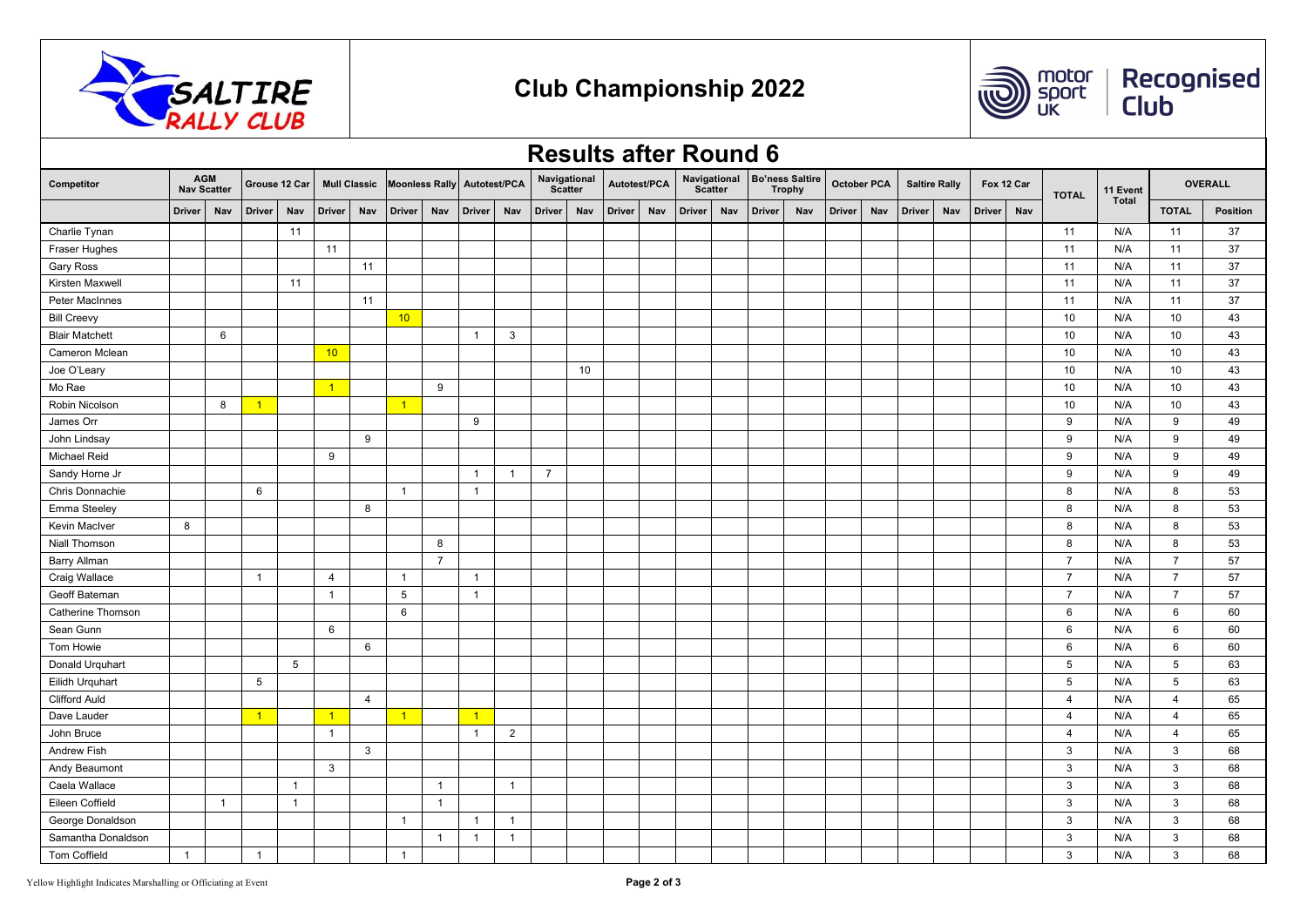# Club Championship 2022

## Results after Round 6

| Competitor | AGM Nav Scatter | | Grouse 12 Car | | Mull Classic | | Moonless Rally | | Autotest/PCA | | Navigational Scatter | | Autotest/PCA | | Navigational Scatter | | Bo'ness Saltire Trophy | | October PCA | | Saltire Rally | | Fox 12 Car | | TOTAL | 11 Event Total | OVERALL | |
|---|---|---|---|---|---|---|---|---|---|---|---|---|---|---|---|---|---|---|---|---|---|---|---|---|---|---|---|---|
| | Driver | Nav | Driver | Nav | Driver | Nav | Driver | Nav | Driver | Nav | Driver | Nav | Driver | Nav | Driver | Nav | Driver | Nav | Driver | Nav | Driver | Nav | Driver | Nav | | | TOTAL | Position |
| Charlie Tynan | | | | 11 | | | | | | | | | | | | | | | | | | | | | 11 | N/A | 11 | 37 |
| Fraser Hughes | | | | | 11 | | | | | | | | | | | | | | | | | | | | 11 | N/A | 11 | 37 |
| Gary Ross | | | | | | 11 | | | | | | | | | | | | | | | | | | | 11 | N/A | 11 | 37 |
| Kirsten Maxwell | | | | 11 | | | | | | | | | | | | | | | | | | | | | 11 | N/A | 11 | 37 |
| Peter MacInnes | | | | | | 11 | | | | | | | | | | | | | | | | | | | 11 | N/A | 11 | 37 |
| Bill Creevy | | | | | | | 10 | | | | | | | | | | | | | | | | | | 10 | N/A | 10 | 43 |
| Blair Matchett | | 6 | | | | | | | 1 | 3 | | | | | | | | | | | | | | | 10 | N/A | 10 | 43 |
| Cameron Mclean | | | | | 10 | | | | | | | | | | | | | | | | | | | | 10 | N/A | 10 | 43 |
| Joe O'Leary | | | | | | | | | | | | 10 | | | | | | | | | | | | | 10 | N/A | 10 | 43 |
| Mo Rae | | | | | 1 | | | 9 | | | | | | | | | | | | | | | | | 10 | N/A | 10 | 43 |
| Robin Nicolson | | 8 | 1 | | | | 1 | | | | | | | | | | | | | | | | | | 10 | N/A | 10 | 43 |
| James Orr | | | | | | | | | 9 | | | | | | | | | | | | | | | | 9 | N/A | 9 | 49 |
| John Lindsay | | | | | | 9 | | | | | | | | | | | | | | | | | | | 9 | N/A | 9 | 49 |
| Michael Reid | | | | | 9 | | | | | | | | | | | | | | | | | | | | 9 | N/A | 9 | 49 |
| Sandy Horne Jr | | | | | | | | | 1 | 1 | 7 | | | | | | | | | | | | | | 9 | N/A | 9 | 49 |
| Chris Donnachie | | | 6 | | | | 1 | | 1 | | | | | | | | | | | | | | | | 8 | N/A | 8 | 53 |
| Emma Steeley | | | | | | 8 | | | | | | | | | | | | | | | | | | | 8 | N/A | 8 | 53 |
| Kevin MacIver | 8 | | | | | | | | | | | | | | | | | | | | | | | | 8 | N/A | 8 | 53 |
| Niall Thomson | | | | | | | | 8 | | | | | | | | | | | | | | | | | 8 | N/A | 8 | 53 |
| Barry Allman | | | | | | | | 7 | | | | | | | | | | | | | | | | | 7 | N/A | 7 | 57 |
| Craig Wallace | | | 1 | | 4 | | 1 | | 1 | | | | | | | | | | | | | | | | 7 | N/A | 7 | 57 |
| Geoff Bateman | | | | | 1 | | 5 | | 1 | | | | | | | | | | | | | | | | 7 | N/A | 7 | 57 |
| Catherine Thomson | | | | | | | 6 | | | | | | | | | | | | | | | | | | 6 | N/A | 6 | 60 |
| Sean Gunn | | | | | 6 | | | | | | | | | | | | | | | | | | | | 6 | N/A | 6 | 60 |
| Tom Howie | | | | | | 6 | | | | | | | | | | | | | | | | | | | 6 | N/A | 6 | 60 |
| Donald Urquhart | | | | 5 | | | | | | | | | | | | | | | | | | | | | 5 | N/A | 5 | 63 |
| Eilidh Urquhart | | | 5 | | | | | | | | | | | | | | | | | | | | | | 5 | N/A | 5 | 63 |
| Clifford Auld | | | | | | 4 | | | | | | | | | | | | | | | | | | | 4 | N/A | 4 | 65 |
| Dave Lauder | | | 1 | | 1 | | 1 | | 1 | | | | | | | | | | | | | | | | 4 | N/A | 4 | 65 |
| John Bruce | | | | | 1 | | | | 1 | 2 | | | | | | | | | | | | | | | 4 | N/A | 4 | 65 |
| Andrew Fish | | | | | | 3 | | | | | | | | | | | | | | | | | | | 3 | N/A | 3 | 68 |
| Andy Beaumont | | | | | 3 | | | | | | | | | | | | | | | | | | | | 3 | N/A | 3 | 68 |
| Caela Wallace | | | | 1 | | | | 1 | | 1 | | | | | | | | | | | | | | | 3 | N/A | 3 | 68 |
| Eileen Coffield | | 1 | | 1 | | | | 1 | | | | | | | | | | | | | | | | | 3 | N/A | 3 | 68 |
| George Donaldson | | | | | | | 1 | | 1 | 1 | | | | | | | | | | | | | | | 3 | N/A | 3 | 68 |
| Samantha Donaldson | | | | | | | | 1 | 1 | 1 | | | | | | | | | | | | | | | 3 | N/A | 3 | 68 |
| Tom Coffield | 1 | | 1 | | | | 1 | | | | | | | | | | | | | | | | | | 3 | N/A | 3 | 68 |

Yellow Highlight Indicates Marshalling or Officiating at Event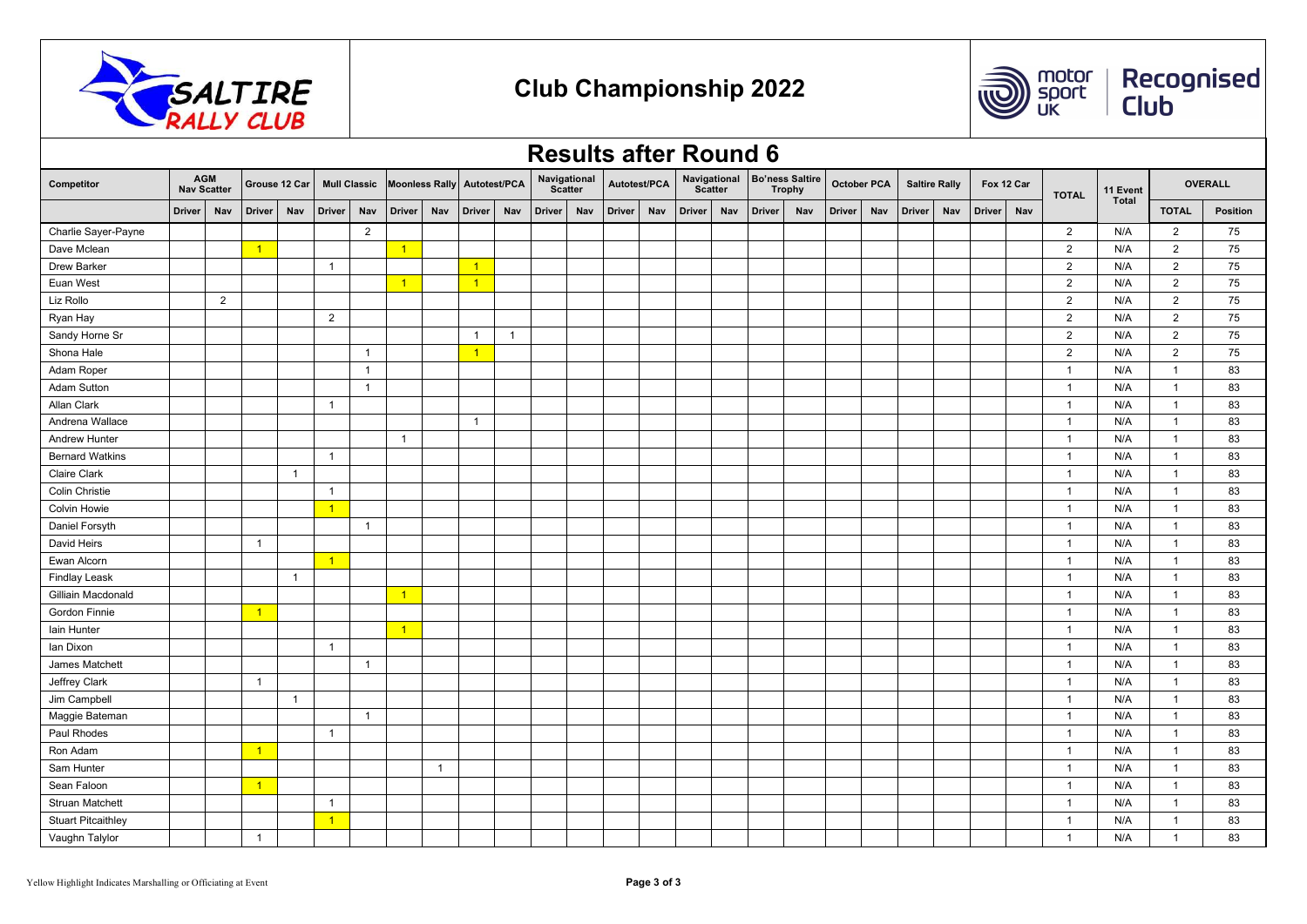# Club Championship 2022

## Results after Round 6

| Competitor | AGM Nav Scatter | | Grouse 12 Car | | Mull Classic | | Moonless Rally | | Autotest/PCA | | Navigational Scatter | | Autotest/PCA | | Navigational Scatter | | Bo'ness Saltire Trophy | | October PCA | | Saltire Rally | | Fox 12 Car | | TOTAL | 11 Event Total | OVERALL | |
|---|---|---|---|---|---|---|---|---|---|---|---|---|---|---|---|---|---|---|---|---|---|---|---|---|---|---|---|---|
| | Driver | Nav | Driver | Nav | Driver | Nav | Driver | Nav | Driver | Nav | Driver | Nav | Driver | Nav | Driver | Nav | Driver | Nav | Driver | Nav | Driver | Nav | Driver | Nav | | | TOTAL | Position |
| Charlie Sayer-Payne | | | | | | 2 | | | | | | | | | | | | | | | | | | | 2 | N/A | 2 | 75 |
| Dave Mclean | | | 1 | | | | 1 | | | | | | | | | | | | | | | | | | 2 | N/A | 2 | 75 |
| Drew Barker | | | | | 1 | | | | 1 | | | | | | | | | | | | | | | | 2 | N/A | 2 | 75 |
| Euan West | | | | | | | 1 | | 1 | | | | | | | | | | | | | | | | 2 | N/A | 2 | 75 |
| Liz Rollo | | 2 | | | | | | | | | | | | | | | | | | | | | | | 2 | N/A | 2 | 75 |
| Ryan Hay | | | | | 2 | | | | | | | | | | | | | | | | | | | | 2 | N/A | 2 | 75 |
| Sandy Horne Sr | | | | | | | | | 1 | 1 | | | | | | | | | | | | | | | 2 | N/A | 2 | 75 |
| Shona Hale | | | | | | 1 | | | 1 | | | | | | | | | | | | | | | | 2 | N/A | 2 | 75 |
| Adam Roper | | | | | | 1 | | | | | | | | | | | | | | | | | | | 1 | N/A | 1 | 83 |
| Adam Sutton | | | | | | 1 | | | | | | | | | | | | | | | | | | | 1 | N/A | 1 | 83 |
| Allan Clark | | | | | 1 | | | | | | | | | | | | | | | | | | | | 1 | N/A | 1 | 83 |
| Andrena Wallace | | | | | | | | | 1 | | | | | | | | | | | | | | | | 1 | N/A | 1 | 83 |
| Andrew Hunter | | | | | | | 1 | | | | | | | | | | | | | | | | | | 1 | N/A | 1 | 83 |
| Bernard Watkins | | | | | 1 | | | | | | | | | | | | | | | | | | | | 1 | N/A | 1 | 83 |
| Claire Clark | | | | 1 | | | | | | | | | | | | | | | | | | | | | 1 | N/A | 1 | 83 |
| Colin Christie | | | | | 1 | | | | | | | | | | | | | | | | | | | | 1 | N/A | 1 | 83 |
| Colvin Howie | | | | | 1 | | | | | | | | | | | | | | | | | | | | 1 | N/A | 1 | 83 |
| Daniel Forsyth | | | | | | 1 | | | | | | | | | | | | | | | | | | | 1 | N/A | 1 | 83 |
| David Heirs | | | 1 | | | | | | | | | | | | | | | | | | | | | | 1 | N/A | 1 | 83 |
| Ewan Alcorn | | | | | 1 | | | | | | | | | | | | | | | | | | | | 1 | N/A | 1 | 83 |
| Findlay Leask | | | | 1 | | | | | | | | | | | | | | | | | | | | | 1 | N/A | 1 | 83 |
| Gilliain Macdonald | | | | | | | 1 | | | | | | | | | | | | | | | | | | 1 | N/A | 1 | 83 |
| Gordon Finnie | | | 1 | | | | | | | | | | | | | | | | | | | | | | 1 | N/A | 1 | 83 |
| Iain Hunter | | | | | | | 1 | | | | | | | | | | | | | | | | | | 1 | N/A | 1 | 83 |
| Ian Dixon | | | | | 1 | | | | | | | | | | | | | | | | | | | | 1 | N/A | 1 | 83 |
| James Matchett | | | | | | 1 | | | | | | | | | | | | | | | | | | | 1 | N/A | 1 | 83 |
| Jeffrey Clark | | | 1 | | | | | | | | | | | | | | | | | | | | | | 1 | N/A | 1 | 83 |
| Jim Campbell | | | | 1 | | | | | | | | | | | | | | | | | | | | | 1 | N/A | 1 | 83 |
| Maggie Bateman | | | | | | 1 | | | | | | | | | | | | | | | | | | | 1 | N/A | 1 | 83 |
| Paul Rhodes | | | | | 1 | | | | | | | | | | | | | | | | | | | | 1 | N/A | 1 | 83 |
| Ron Adam | | | 1 | | | | | | | | | | | | | | | | | | | | | | 1 | N/A | 1 | 83 |
| Sam Hunter | | | | | | | | 1 | | | | | | | | | | | | | | | | | 1 | N/A | 1 | 83 |
| Sean Faloon | | | 1 | | | | | | | | | | | | | | | | | | | | | | 1 | N/A | 1 | 83 |
| Struan Matchett | | | | | 1 | | | | | | | | | | | | | | | | | | | | 1 | N/A | 1 | 83 |
| Stuart Pitcaithley | | | | | 1 | | | | | | | | | | | | | | | | | | | | 1 | N/A | 1 | 83 |
| Vaughn Talylor | | | 1 | | | | | | | | | | | | | | | | | | | | | | 1 | N/A | 1 | 83 |

Yellow Highlight Indicates Marshalling or Officiating at Event